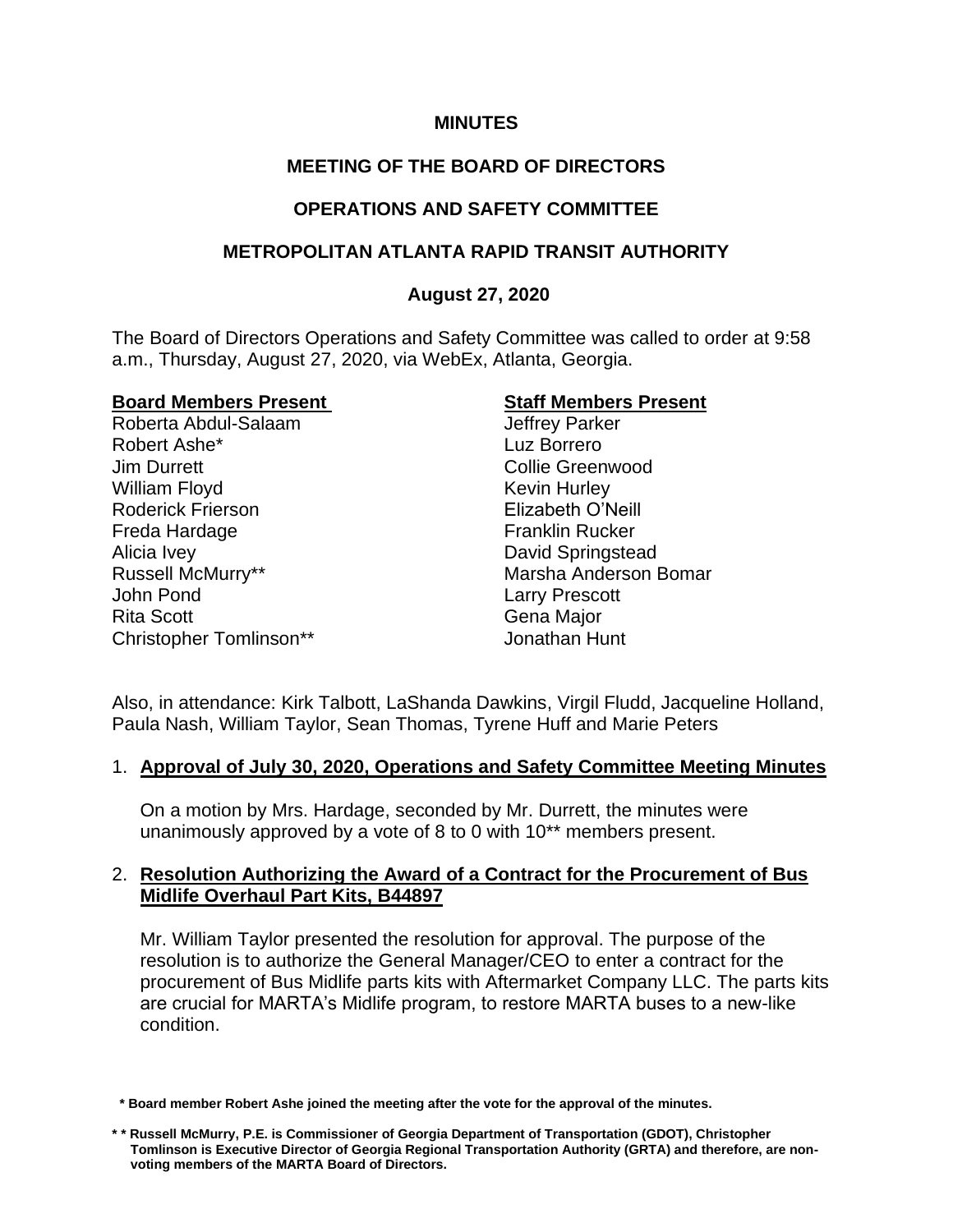**MINUTES**

**MEETING OF THE BOARD OF DIRECTORS**

**OPERATIONS AND SAFETY COMMITTEE**

**METROPOLITAN ATLANTA RAPID TRANSIT AUTHORITY**

**August 27, 2020**

The Board of Directors Operations and Safety Committee was called to order at 9:58 a.m., Thursday, August 27, 2020, via WebEx, Atlanta, Georgia.

| **Board Members Present** | **Staff Members Present** |
|---|---|
| Roberta Abdul-Salaam | Jeffrey Parker |
| Robert Ashe* | Luz Borrero |
| Jim Durrett | Collie Greenwood |
| William Floyd | Kevin Hurley |
| Roderick Frierson | Elizabeth O'Neill |
| Freda Hardage | Franklin Rucker |
| Alicia Ivey | David Springstead |
| Russell McMurry** | Marsha Anderson Bomar |
| John Pond | Larry Prescott |
| Rita Scott | Gena Major |
| Christopher Tomlinson** | Jonathan Hunt |

Also, in attendance: Kirk Talbott, LaShanda Dawkins, Virgil Fludd, Jacqueline Holland, Paula Nash, William Taylor, Sean Thomas, Tyrene Huff and Marie Peters

1. **Approval of July 30, 2020, Operations and Safety Committee Meeting Minutes**

   On a motion by Mrs. Hardage, seconded by Mr. Durrett, the minutes were unanimously approved by a vote of 8 to 0 with 10** members present.

2. **Resolution Authorizing the Award of a Contract for the Procurement of Bus Midlife Overhaul Part Kits, B44897**

   Mr. William Taylor presented the resolution for approval. The purpose of the resolution is to authorize the General Manager/CEO to enter a contract for the procurement of Bus Midlife parts kits with Aftermarket Company LLC. The parts kits are crucial for MARTA's Midlife program, to restore MARTA buses to a new-like condition.

**\* Board member Robert Ashe joined the meeting after the vote for the approval of the minutes.**

**\*\* Russell McMurry, P.E. is Commissioner of Georgia Department of Transportation (GDOT), Christopher Tomlinson is Executive Director of Georgia Regional Transportation Authority (GRTA) and therefore, are non-voting members of the MARTA Board of Directors.**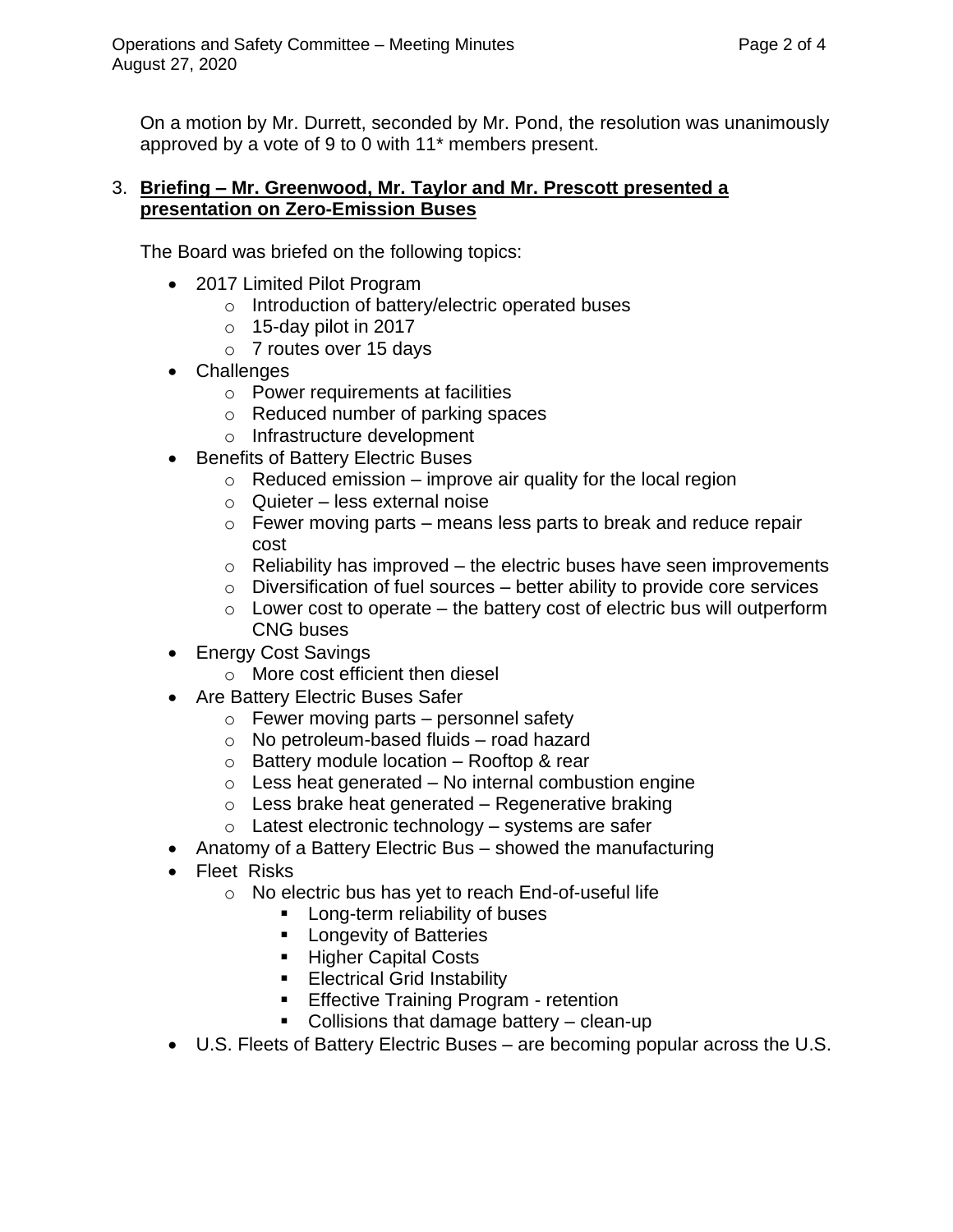On a motion by Mr. Durrett, seconded by Mr. Pond, the resolution was unanimously approved by a vote of 9 to 0 with 11* members present.

3. **Briefing – Mr. Greenwood, Mr. Taylor and Mr. Prescott presented a presentation on Zero-Emission Buses**

   The Board was briefed on the following topics:

   - 2017 Limited Pilot Program
     - Introduction of battery/electric operated buses
     - 15-day pilot in 2017
     - 7 routes over 15 days
   - Challenges
     - Power requirements at facilities
     - Reduced number of parking spaces
     - Infrastructure development
   - Benefits of Battery Electric Buses
     - Reduced emission – improve air quality for the local region
     - Quieter – less external noise
     - Fewer moving parts – means less parts to break and reduce repair cost
     - Reliability has improved – the electric buses have seen improvements
     - Diversification of fuel sources – better ability to provide core services
     - Lower cost to operate – the battery cost of electric bus will outperform CNG buses
   - Energy Cost Savings
     - More cost efficient then diesel
   - Are Battery Electric Buses Safer
     - Fewer moving parts – personnel safety
     - No petroleum-based fluids – road hazard
     - Battery module location – Rooftop & rear
     - Less heat generated – No internal combustion engine
     - Less brake heat generated – Regenerative braking
     - Latest electronic technology – systems are safer
   - Anatomy of a Battery Electric Bus – showed the manufacturing
   - Fleet Risks
     - No electric bus has yet to reach End-of-useful life
       - Long-term reliability of buses
       - Longevity of Batteries
       - Higher Capital Costs
       - Electrical Grid Instability
       - Effective Training Program - retention
       - Collisions that damage battery – clean-up
   - U.S. Fleets of Battery Electric Buses – are becoming popular across the U.S.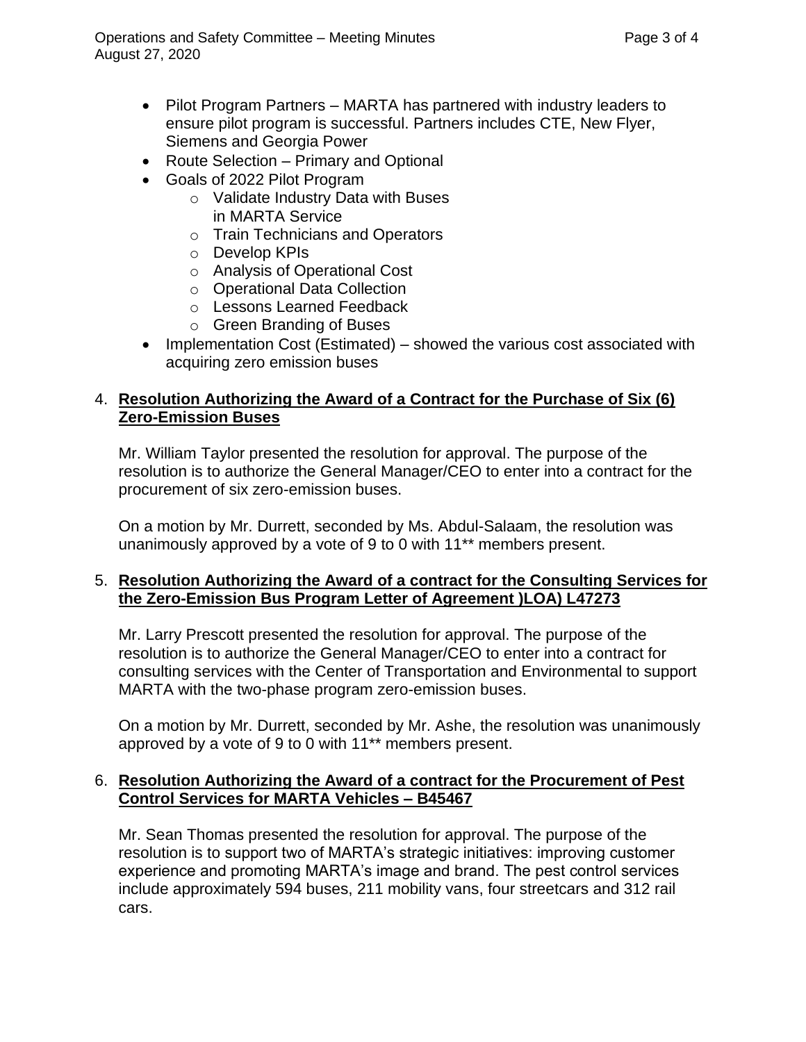- Pilot Program Partners – MARTA has partnered with industry leaders to ensure pilot program is successful. Partners includes CTE, New Flyer, Siemens and Georgia Power
- Route Selection – Primary and Optional
- Goals of 2022 Pilot Program
    - Validate Industry Data with Buses in MARTA Service
    - Train Technicians and Operators
    - Develop KPIs
    - Analysis of Operational Cost
    - Operational Data Collection
    - Lessons Learned Feedback
    - Green Branding of Buses
- Implementation Cost (Estimated) – showed the various cost associated with acquiring zero emission buses

4. **<u>Resolution Authorizing the Award of a Contract for the Purchase of Six (6) Zero-Emission Buses</u>**

   Mr. William Taylor presented the resolution for approval. The purpose of the resolution is to authorize the General Manager/CEO to enter into a contract for the procurement of six zero-emission buses.

   On a motion by Mr. Durrett, seconded by Ms. Abdul-Salaam, the resolution was unanimously approved by a vote of 9 to 0 with 11** members present.

5. **<u>Resolution Authorizing the Award of a contract for the Consulting Services for the Zero-Emission Bus Program Letter of Agreement )LOA) L47273</u>**

   Mr. Larry Prescott presented the resolution for approval. The purpose of the resolution is to authorize the General Manager/CEO to enter into a contract for consulting services with the Center of Transportation and Environmental to support MARTA with the two-phase program zero-emission buses.

   On a motion by Mr. Durrett, seconded by Mr. Ashe, the resolution was unanimously approved by a vote of 9 to 0 with 11** members present.

6. **<u>Resolution Authorizing the Award of a contract for the Procurement of Pest Control Services for MARTA Vehicles – B45467</u>**

   Mr. Sean Thomas presented the resolution for approval. The purpose of the resolution is to support two of MARTA's strategic initiatives: improving customer experience and promoting MARTA's image and brand. The pest control services include approximately 594 buses, 211 mobility vans, four streetcars and 312 rail cars.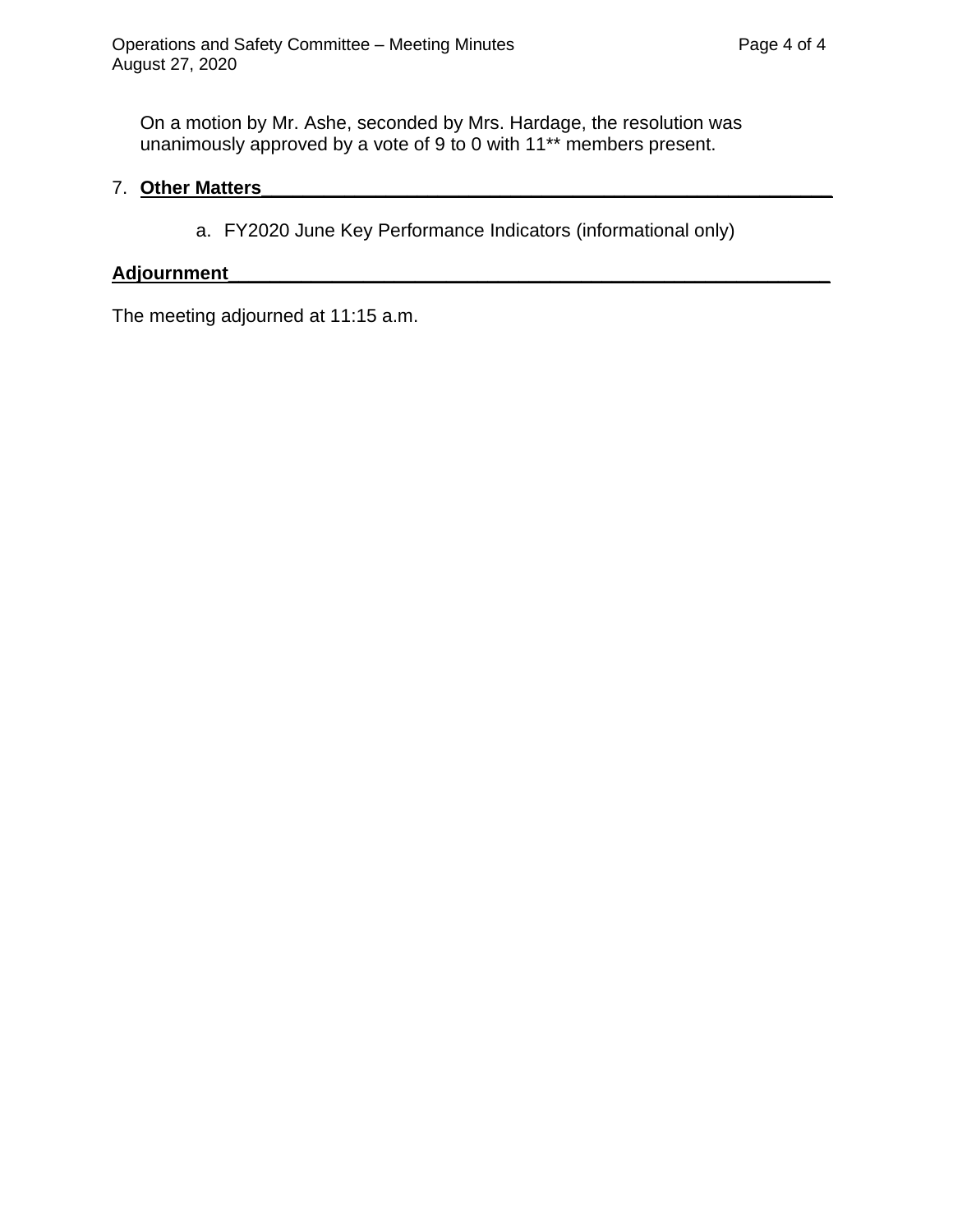On a motion by Mr. Ashe, seconded by Mrs. Hardage, the resolution was unanimously approved by a vote of 9 to 0 with 11** members present.

7. **Other Matters**

   a. FY2020 June Key Performance Indicators (informational only)

**Adjournment**

The meeting adjourned at 11:15 a.m.